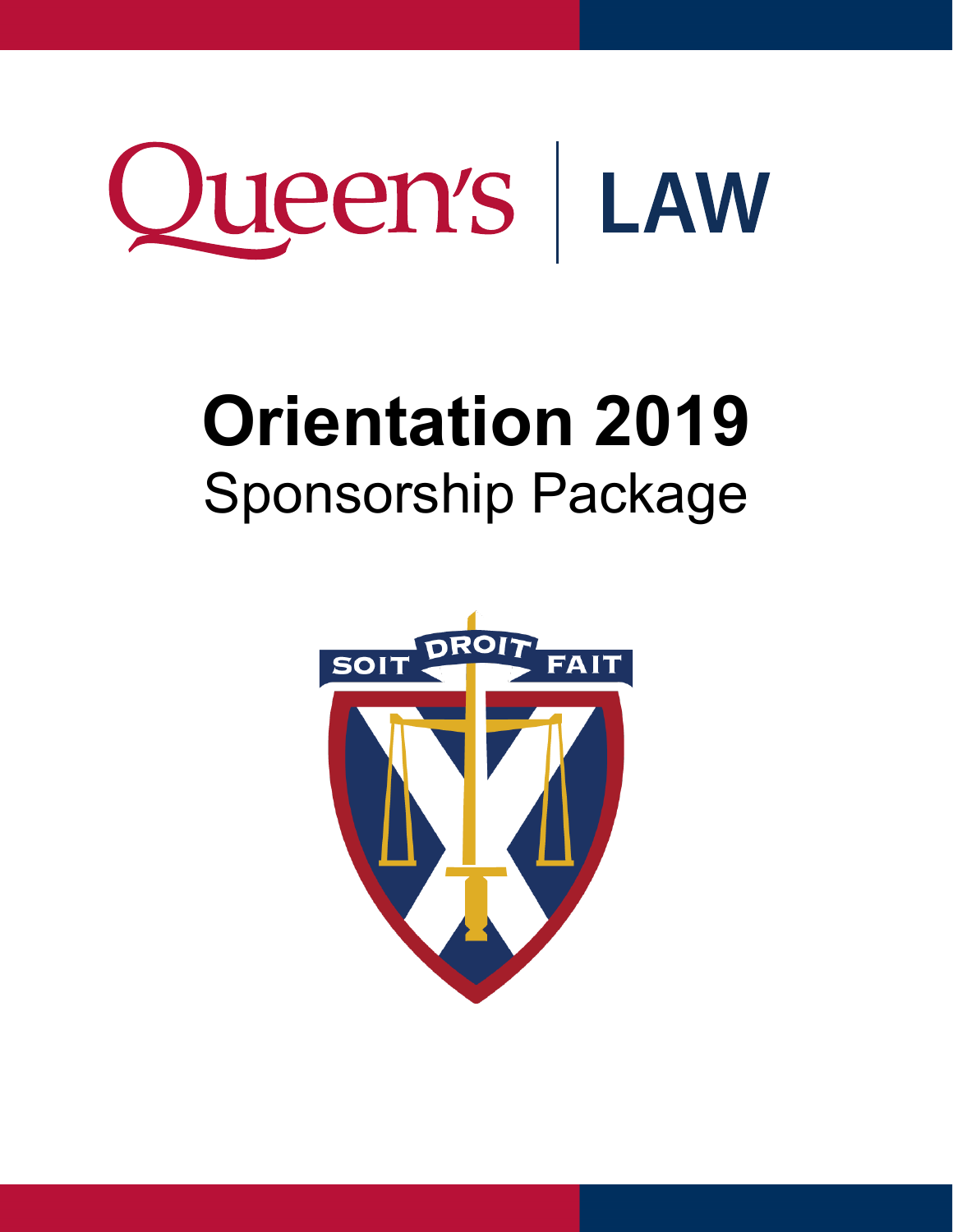Queen's | LAW

# Orientation 2019
## Sponsorship Package

SOIT DROIT FAIT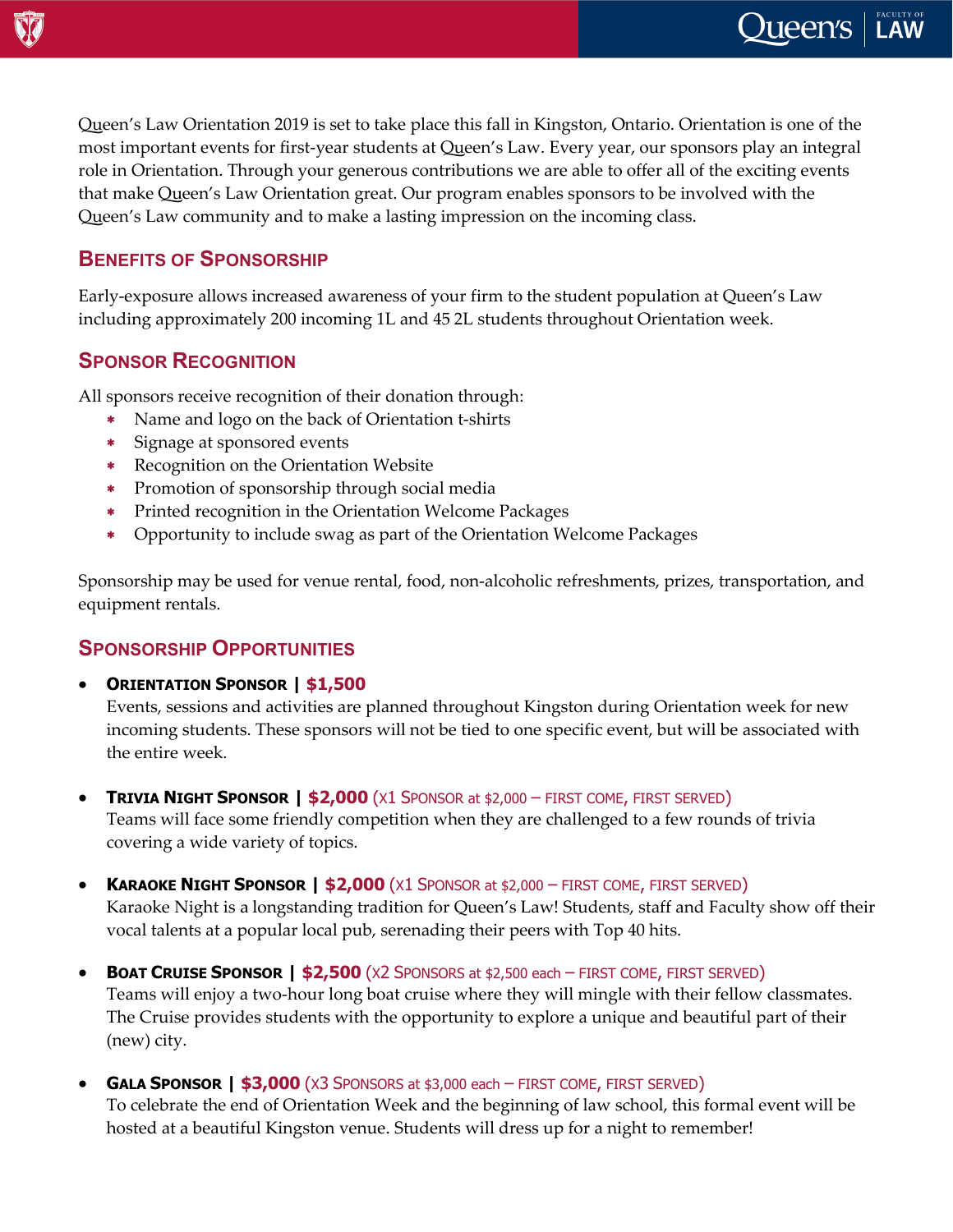Queen's Law Orientation 2019 is set to take place this fall in Kingston, Ontario. Orientation is one of the most important events for first-year students at Queen's Law. Every year, our sponsors play an integral role in Orientation. Through your generous contributions we are able to offer all of the exciting events that make Queen's Law Orientation great. Our program enables sponsors to be involved with the Queen's Law community and to make a lasting impression on the incoming class.

## Benefits of Sponsorship

Early-exposure allows increased awareness of your firm to the student population at Queen's Law including approximately 200 incoming 1L and 45 2L students throughout Orientation week.

## Sponsor Recognition

All sponsors receive recognition of their donation through:

- Name and logo on the back of Orientation t-shirts
- Signage at sponsored events
- Recognition on the Orientation Website
- Promotion of sponsorship through social media
- Printed recognition in the Orientation Welcome Packages
- Opportunity to include swag as part of the Orientation Welcome Packages

Sponsorship may be used for venue rental, food, non-alcoholic refreshments, prizes, transportation, and equipment rentals.

## Sponsorship Opportunities

- **Orientation Sponsor | $1,500**
  Events, sessions and activities are planned throughout Kingston during Orientation week for new incoming students. These sponsors will not be tied to one specific event, but will be associated with the entire week.

- **Trivia Night Sponsor | $2,000** (X1 Sponsor at $2,000 – first come, first served)
  Teams will face some friendly competition when they are challenged to a few rounds of trivia covering a wide variety of topics.

- **Karaoke Night Sponsor | $2,000** (X1 Sponsor at $2,000 – first come, first served)
  Karaoke Night is a longstanding tradition for Queen's Law! Students, staff and Faculty show off their vocal talents at a popular local pub, serenading their peers with Top 40 hits.

- **Boat Cruise Sponsor | $2,500** (X2 Sponsors at $2,500 each – first come, first served)
  Teams will enjoy a two-hour long boat cruise where they will mingle with their fellow classmates. The Cruise provides students with the opportunity to explore a unique and beautiful part of their (new) city.

- **Gala Sponsor | $3,000** (X3 Sponsors at $3,000 each – first come, first served)
  To celebrate the end of Orientation Week and the beginning of law school, this formal event will be hosted at a beautiful Kingston venue. Students will dress up for a night to remember!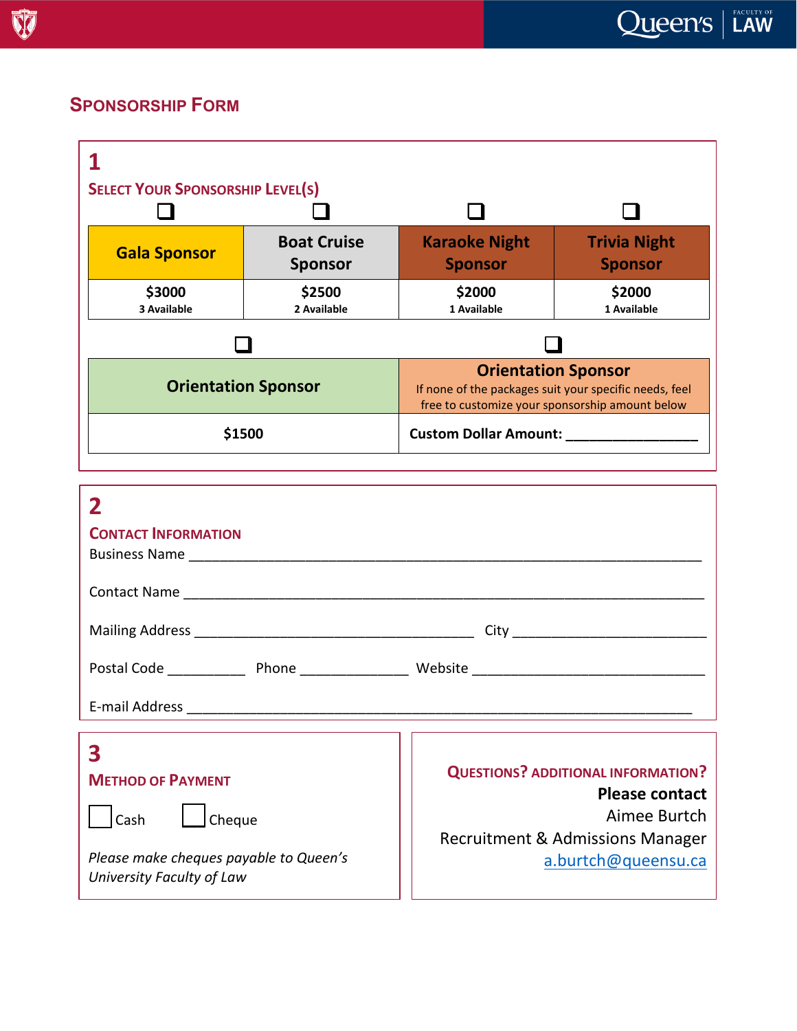## Sponsorship Form

### 1
### Select Your Sponsorship Level(s)

| ❑ Gala Sponsor | ❑ Boat Cruise Sponsor | ❑ Karaoke Night Sponsor | ❑ Trivia Night Sponsor |
|---|---|---|---|
| $3000<br>3 Available | $2500<br>2 Available | $2000<br>1 Available | $2000<br>1 Available |

| ❑ Orientation Sponsor | ❑ Orientation Sponsor<br>If none of the packages suit your specific needs, feel free to customize your sponsorship amount below |
|---|---|
| $1500 | Custom Dollar Amount: _________________ |

### 2
### Contact Information

Business Name ____________________________________________________________________

Contact Name ____________________________________________________________________

Mailing Address _____________________________________ City _________________________

Postal Code __________ Phone ______________ Website _______________________________

E-mail Address ___________________________________________________________________

### 3
### Method of Payment

☐ Cash ☐ Cheque

*Please make cheques payable to Queen's University Faculty of Law*

**Questions? Additional Information?**

**Please contact**

Aimee Burtch

Recruitment & Admissions Manager

a.burtch@queensu.ca